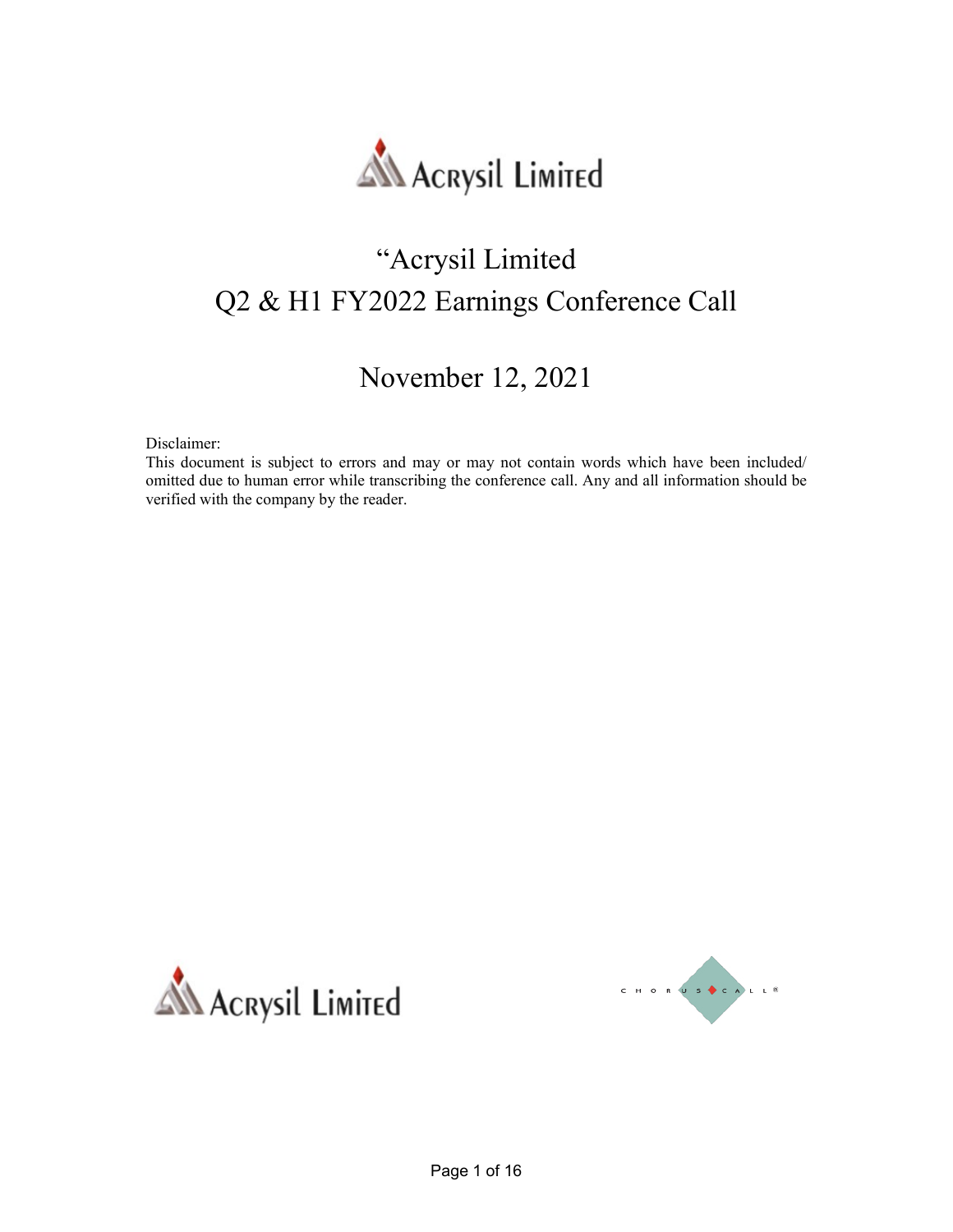# "Acrysil Limited
# Q2 & H1 FY2022 Earnings Conference Call

## November 12, 2021

Disclaimer:
This document is subject to errors and may or may not contain words which have been included/ omitted due to human error while transcribing the conference call. Any and all information should be verified with the company by the reader.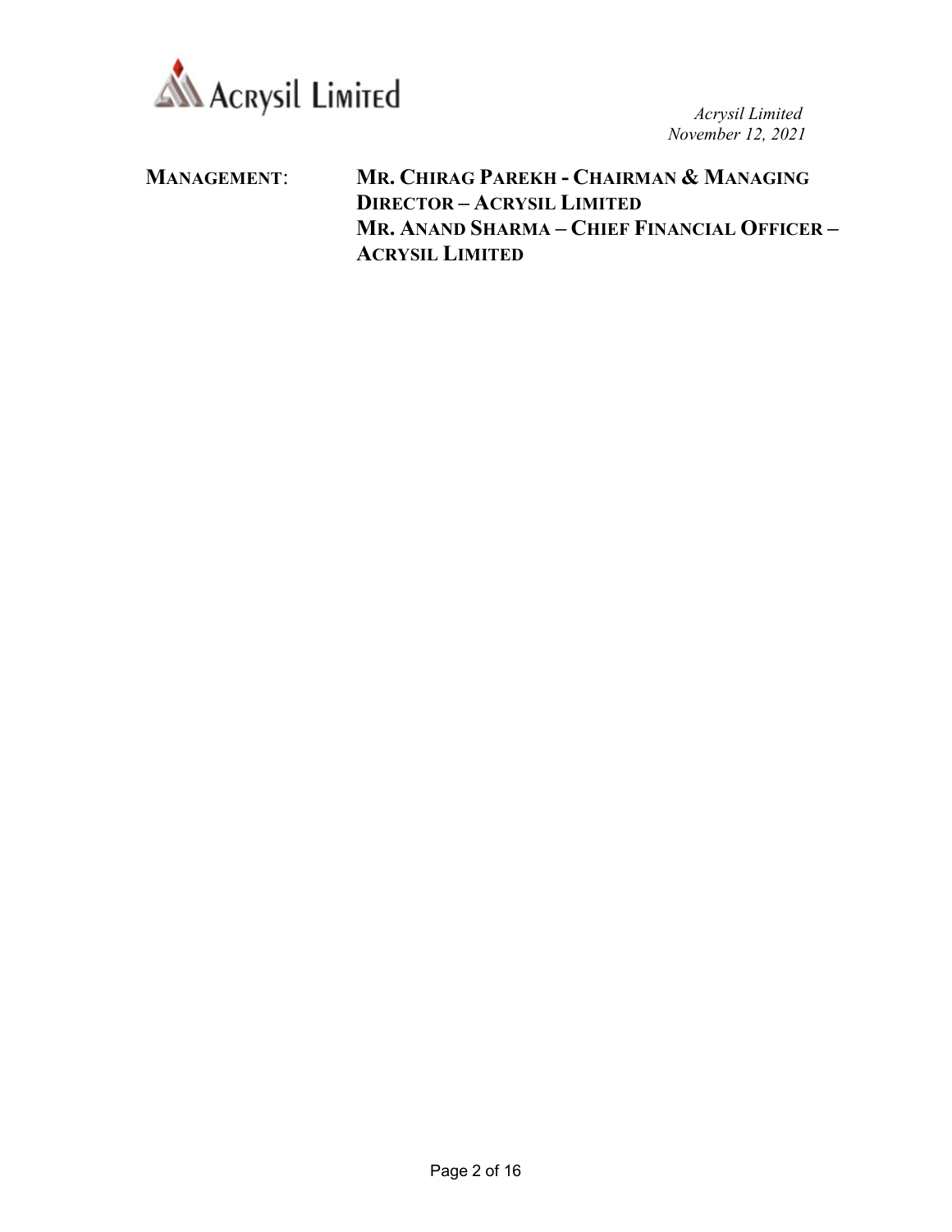*Acrysil Limited*
*November 12, 2021*

**MANAGEMENT**: **MR. CHIRAG PAREKH - CHAIRMAN & MANAGING DIRECTOR – ACRYSIL LIMITED**
**MR. ANAND SHARMA – CHIEF FINANCIAL OFFICER – ACRYSIL LIMITED**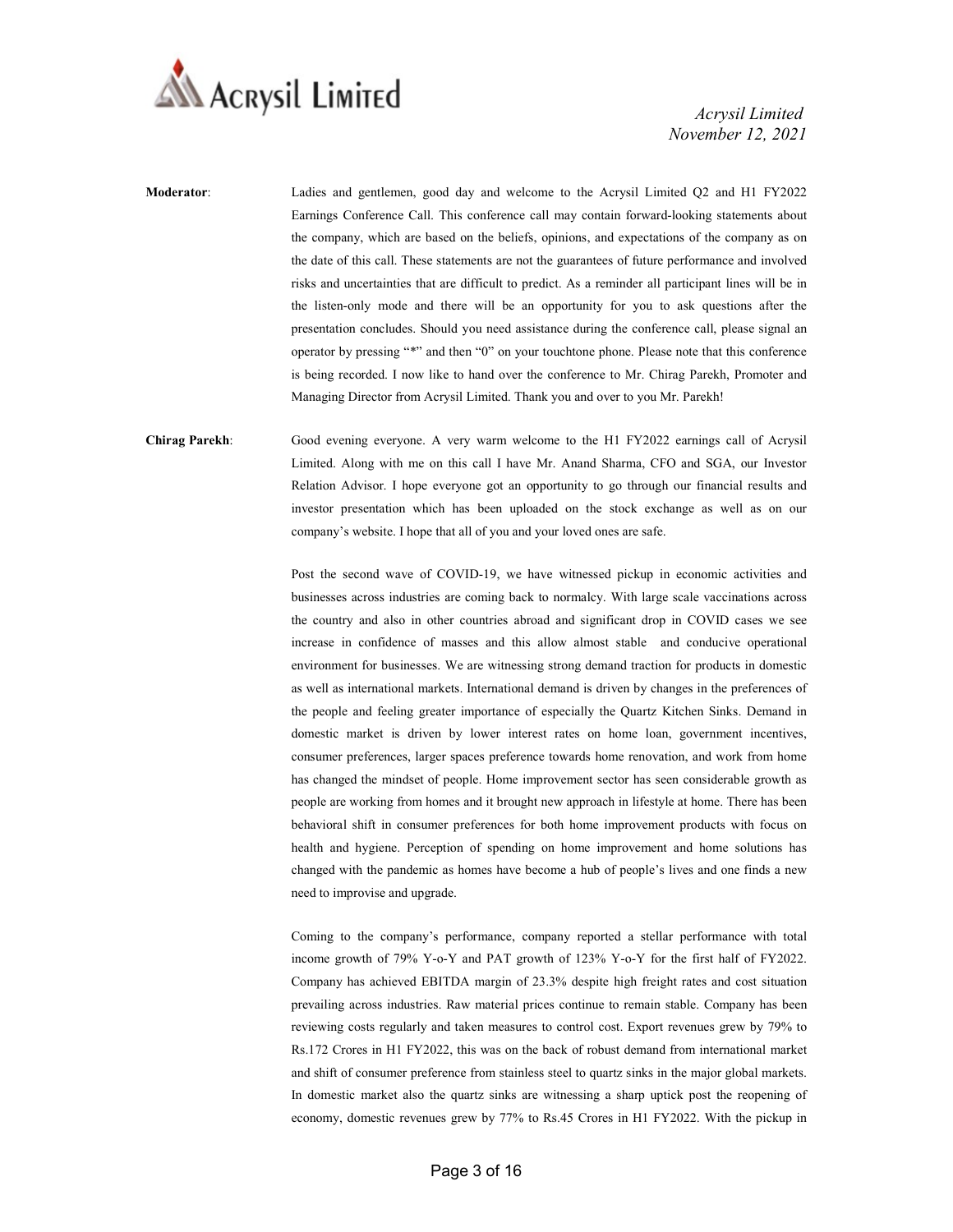**Moderator**: Ladies and gentlemen, good day and welcome to the Acrysil Limited Q2 and H1 FY2022 Earnings Conference Call. This conference call may contain forward-looking statements about the company, which are based on the beliefs, opinions, and expectations of the company as on the date of this call. These statements are not the guarantees of future performance and involved risks and uncertainties that are difficult to predict. As a reminder all participant lines will be in the listen-only mode and there will be an opportunity for you to ask questions after the presentation concludes. Should you need assistance during the conference call, please signal an operator by pressing "*" and then "0" on your touchtone phone. Please note that this conference is being recorded. I now like to hand over the conference to Mr. Chirag Parekh, Promoter and Managing Director from Acrysil Limited. Thank you and over to you Mr. Parekh!

**Chirag Parekh**: Good evening everyone. A very warm welcome to the H1 FY2022 earnings call of Acrysil Limited. Along with me on this call I have Mr. Anand Sharma, CFO and SGA, our Investor Relation Advisor. I hope everyone got an opportunity to go through our financial results and investor presentation which has been uploaded on the stock exchange as well as on our company's website. I hope that all of you and your loved ones are safe.

Post the second wave of COVID-19, we have witnessed pickup in economic activities and businesses across industries are coming back to normalcy. With large scale vaccinations across the country and also in other countries abroad and significant drop in COVID cases we see increase in confidence of masses and this allow almost stable and conducive operational environment for businesses. We are witnessing strong demand traction for products in domestic as well as international markets. International demand is driven by changes in the preferences of the people and feeling greater importance of especially the Quartz Kitchen Sinks. Demand in domestic market is driven by lower interest rates on home loan, government incentives, consumer preferences, larger spaces preference towards home renovation, and work from home has changed the mindset of people. Home improvement sector has seen considerable growth as people are working from homes and it brought new approach in lifestyle at home. There has been behavioral shift in consumer preferences for both home improvement products with focus on health and hygiene. Perception of spending on home improvement and home solutions has changed with the pandemic as homes have become a hub of people's lives and one finds a new need to improvise and upgrade.

Coming to the company's performance, company reported a stellar performance with total income growth of 79% Y-o-Y and PAT growth of 123% Y-o-Y for the first half of FY2022. Company has achieved EBITDA margin of 23.3% despite high freight rates and cost situation prevailing across industries. Raw material prices continue to remain stable. Company has been reviewing costs regularly and taken measures to control cost. Export revenues grew by 79% to Rs.172 Crores in H1 FY2022, this was on the back of robust demand from international market and shift of consumer preference from stainless steel to quartz sinks in the major global markets. In domestic market also the quartz sinks are witnessing a sharp uptick post the reopening of economy, domestic revenues grew by 77% to Rs.45 Crores in H1 FY2022. With the pickup in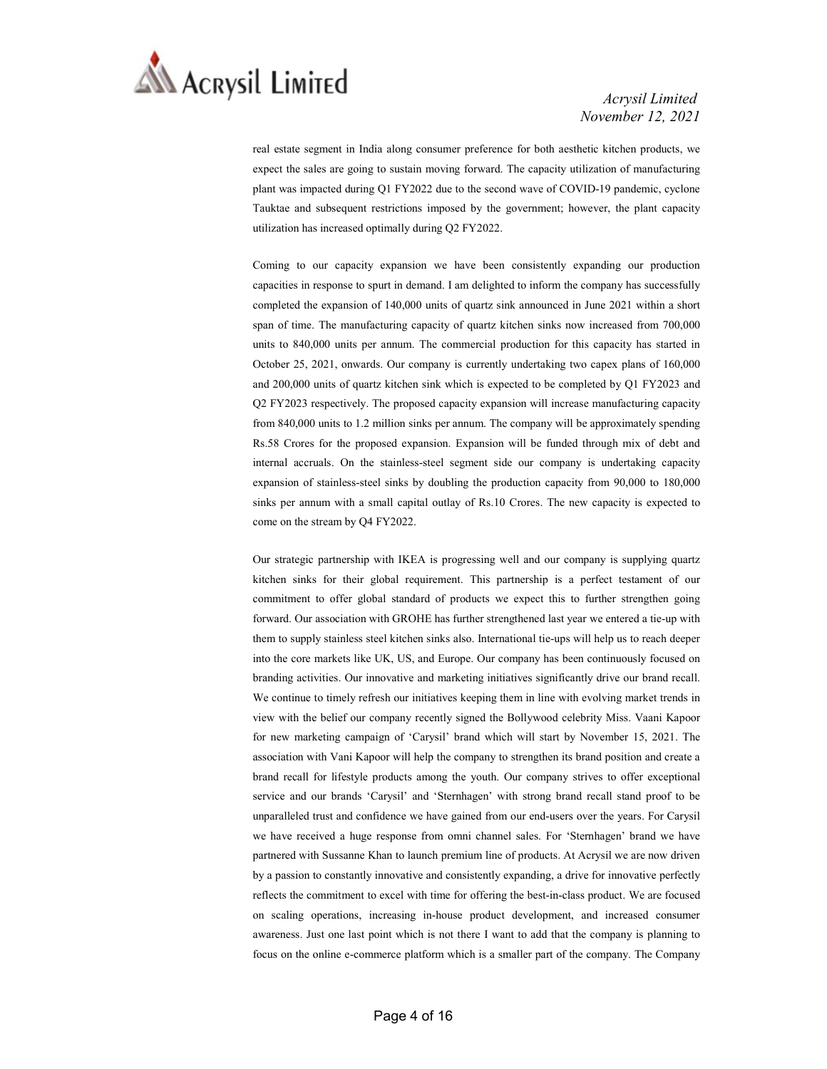real estate segment in India along consumer preference for both aesthetic kitchen products, we expect the sales are going to sustain moving forward. The capacity utilization of manufacturing plant was impacted during Q1 FY2022 due to the second wave of COVID-19 pandemic, cyclone Tauktae and subsequent restrictions imposed by the government; however, the plant capacity utilization has increased optimally during Q2 FY2022.

Coming to our capacity expansion we have been consistently expanding our production capacities in response to spurt in demand. I am delighted to inform the company has successfully completed the expansion of 140,000 units of quartz sink announced in June 2021 within a short span of time. The manufacturing capacity of quartz kitchen sinks now increased from 700,000 units to 840,000 units per annum. The commercial production for this capacity has started in October 25, 2021, onwards. Our company is currently undertaking two capex plans of 160,000 and 200,000 units of quartz kitchen sink which is expected to be completed by Q1 FY2023 and Q2 FY2023 respectively. The proposed capacity expansion will increase manufacturing capacity from 840,000 units to 1.2 million sinks per annum. The company will be approximately spending Rs.58 Crores for the proposed expansion. Expansion will be funded through mix of debt and internal accruals. On the stainless-steel segment side our company is undertaking capacity expansion of stainless-steel sinks by doubling the production capacity from 90,000 to 180,000 sinks per annum with a small capital outlay of Rs.10 Crores. The new capacity is expected to come on the stream by Q4 FY2022.

Our strategic partnership with IKEA is progressing well and our company is supplying quartz kitchen sinks for their global requirement. This partnership is a perfect testament of our commitment to offer global standard of products we expect this to further strengthen going forward. Our association with GROHE has further strengthened last year we entered a tie-up with them to supply stainless steel kitchen sinks also. International tie-ups will help us to reach deeper into the core markets like UK, US, and Europe. Our company has been continuously focused on branding activities. Our innovative and marketing initiatives significantly drive our brand recall. We continue to timely refresh our initiatives keeping them in line with evolving market trends in view with the belief our company recently signed the Bollywood celebrity Miss. Vaani Kapoor for new marketing campaign of 'Carysil' brand which will start by November 15, 2021. The association with Vani Kapoor will help the company to strengthen its brand position and create a brand recall for lifestyle products among the youth. Our company strives to offer exceptional service and our brands 'Carysil' and 'Sternhagen' with strong brand recall stand proof to be unparalleled trust and confidence we have gained from our end-users over the years. For Carysil we have received a huge response from omni channel sales. For 'Sternhagen' brand we have partnered with Sussanne Khan to launch premium line of products. At Acrysil we are now driven by a passion to constantly innovative and consistently expanding, a drive for innovative perfectly reflects the commitment to excel with time for offering the best-in-class product. We are focused on scaling operations, increasing in-house product development, and increased consumer awareness. Just one last point which is not there I want to add that the company is planning to focus on the online e-commerce platform which is a smaller part of the company. The Company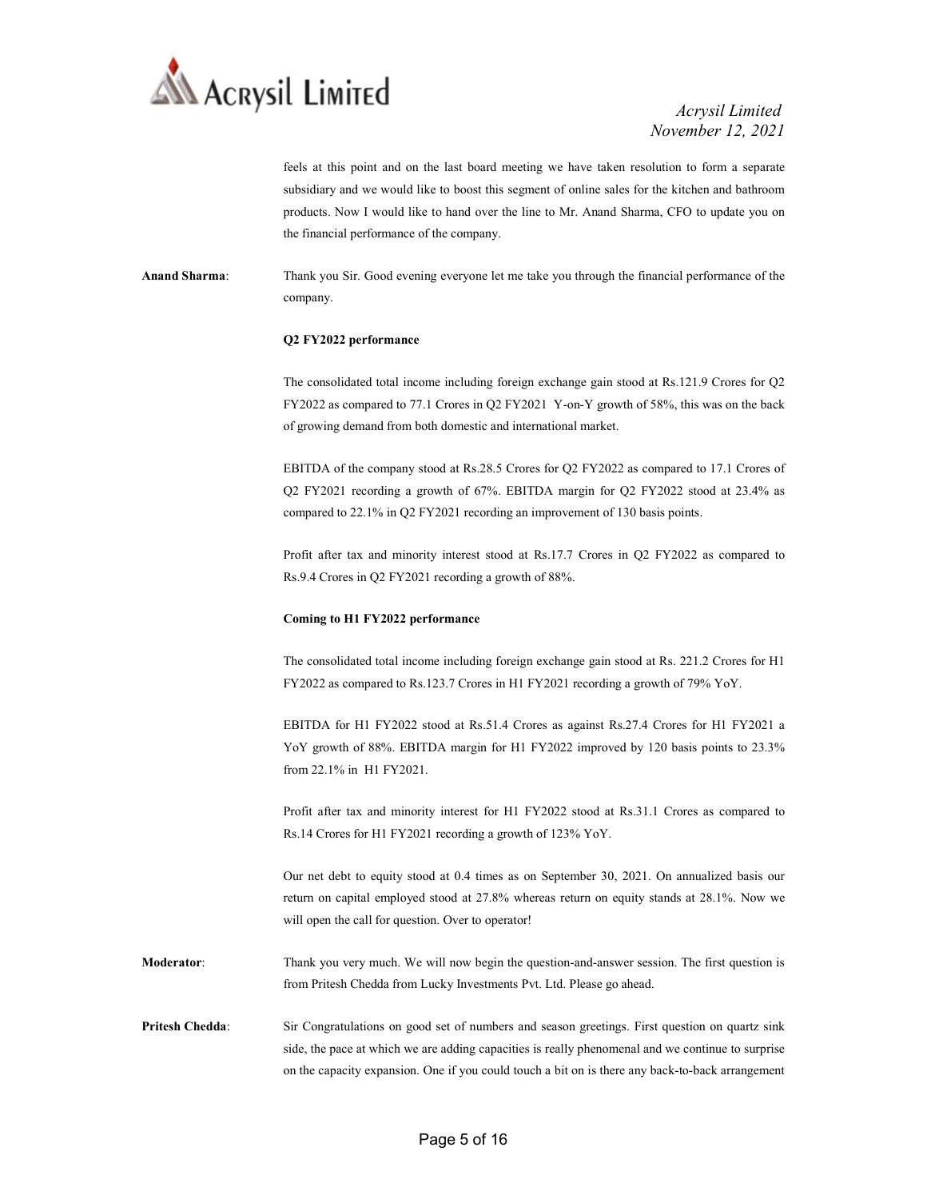feels at this point and on the last board meeting we have taken resolution to form a separate subsidiary and we would like to boost this segment of online sales for the kitchen and bathroom products. Now I would like to hand over the line to Mr. Anand Sharma, CFO to update you on the financial performance of the company.

**Anand Sharma**: Thank you Sir. Good evening everyone let me take you through the financial performance of the company.

**Q2 FY2022 performance**

The consolidated total income including foreign exchange gain stood at Rs.121.9 Crores for Q2 FY2022 as compared to 77.1 Crores in Q2 FY2021 Y-on-Y growth of 58%, this was on the back of growing demand from both domestic and international market.

EBITDA of the company stood at Rs.28.5 Crores for Q2 FY2022 as compared to 17.1 Crores of Q2 FY2021 recording a growth of 67%. EBITDA margin for Q2 FY2022 stood at 23.4% as compared to 22.1% in Q2 FY2021 recording an improvement of 130 basis points.

Profit after tax and minority interest stood at Rs.17.7 Crores in Q2 FY2022 as compared to Rs.9.4 Crores in Q2 FY2021 recording a growth of 88%.

**Coming to H1 FY2022 performance**

The consolidated total income including foreign exchange gain stood at Rs. 221.2 Crores for H1 FY2022 as compared to Rs.123.7 Crores in H1 FY2021 recording a growth of 79% YoY.

EBITDA for H1 FY2022 stood at Rs.51.4 Crores as against Rs.27.4 Crores for H1 FY2021 a YoY growth of 88%. EBITDA margin for H1 FY2022 improved by 120 basis points to 23.3% from 22.1% in H1 FY2021.

Profit after tax and minority interest for H1 FY2022 stood at Rs.31.1 Crores as compared to Rs.14 Crores for H1 FY2021 recording a growth of 123% YoY.

Our net debt to equity stood at 0.4 times as on September 30, 2021. On annualized basis our return on capital employed stood at 27.8% whereas return on equity stands at 28.1%. Now we will open the call for question. Over to operator!

**Moderator**: Thank you very much. We will now begin the question-and-answer session. The first question is from Pritesh Chedda from Lucky Investments Pvt. Ltd. Please go ahead.

**Pritesh Chedda**: Sir Congratulations on good set of numbers and season greetings. First question on quartz sink side, the pace at which we are adding capacities is really phenomenal and we continue to surprise on the capacity expansion. One if you could touch a bit on is there any back-to-back arrangement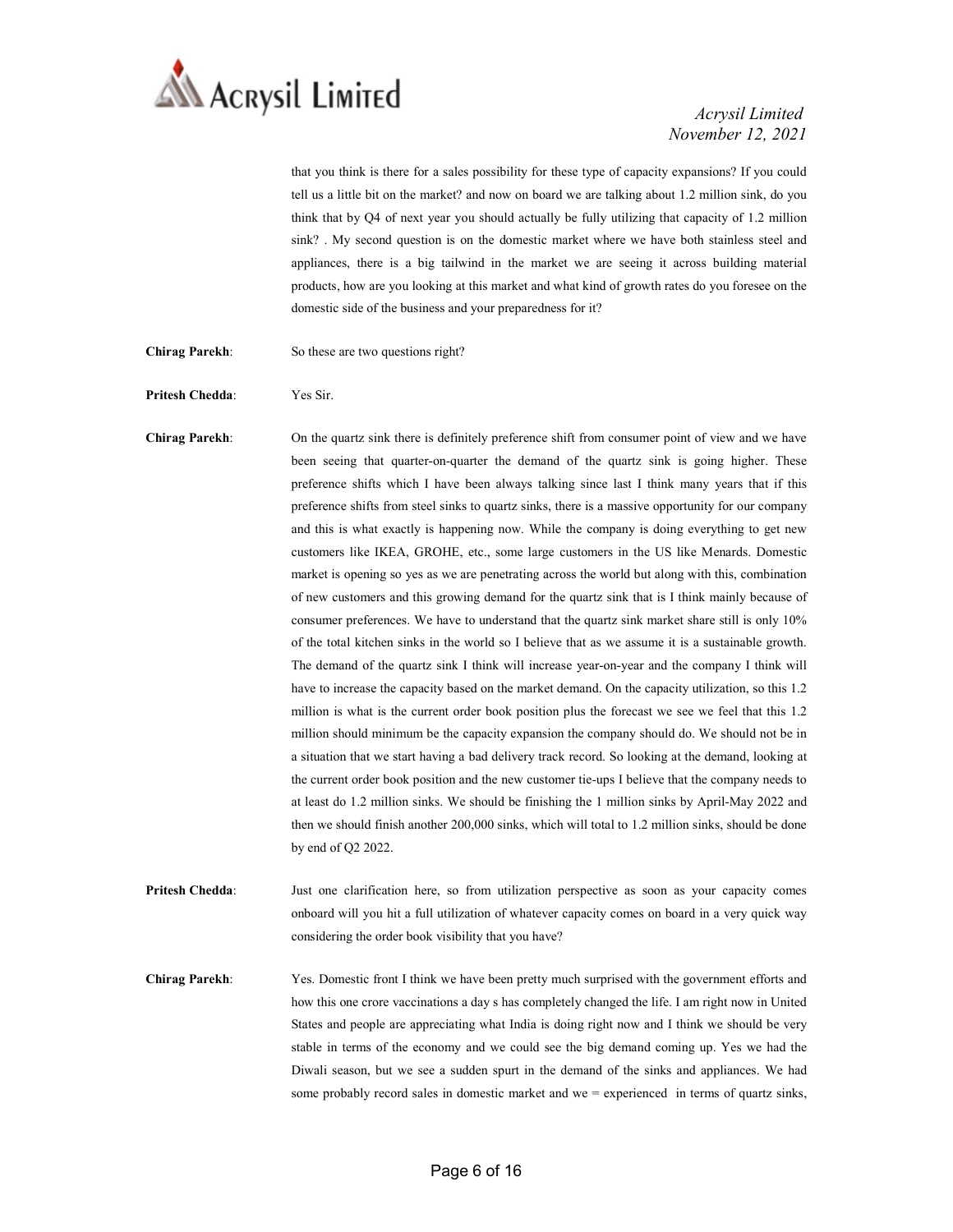that you think is there for a sales possibility for these type of capacity expansions? If you could tell us a little bit on the market? and now on board we are talking about 1.2 million sink, do you think that by Q4 of next year you should actually be fully utilizing that capacity of 1.2 million sink? . My second question is on the domestic market where we have both stainless steel and appliances, there is a big tailwind in the market we are seeing it across building material products, how are you looking at this market and what kind of growth rates do you foresee on the domestic side of the business and your preparedness for it?

**Chirag Parekh**: So these are two questions right?

**Pritesh Chedda**: Yes Sir.

**Chirag Parekh**: On the quartz sink there is definitely preference shift from consumer point of view and we have been seeing that quarter-on-quarter the demand of the quartz sink is going higher. These preference shifts which I have been always talking since last I think many years that if this preference shifts from steel sinks to quartz sinks, there is a massive opportunity for our company and this is what exactly is happening now. While the company is doing everything to get new customers like IKEA, GROHE, etc., some large customers in the US like Menards. Domestic market is opening so yes as we are penetrating across the world but along with this, combination of new customers and this growing demand for the quartz sink that is I think mainly because of consumer preferences. We have to understand that the quartz sink market share still is only 10% of the total kitchen sinks in the world so I believe that as we assume it is a sustainable growth. The demand of the quartz sink I think will increase year-on-year and the company I think will have to increase the capacity based on the market demand. On the capacity utilization, so this 1.2 million is what is the current order book position plus the forecast we see we feel that this 1.2 million should minimum be the capacity expansion the company should do. We should not be in a situation that we start having a bad delivery track record. So looking at the demand, looking at the current order book position and the new customer tie-ups I believe that the company needs to at least do 1.2 million sinks. We should be finishing the 1 million sinks by April-May 2022 and then we should finish another 200,000 sinks, which will total to 1.2 million sinks, should be done by end of Q2 2022.

**Pritesh Chedda**: Just one clarification here, so from utilization perspective as soon as your capacity comes onboard will you hit a full utilization of whatever capacity comes on board in a very quick way considering the order book visibility that you have?

**Chirag Parekh**: Yes. Domestic front I think we have been pretty much surprised with the government efforts and how this one crore vaccinations a day s has completely changed the life. I am right now in United States and people are appreciating what India is doing right now and I think we should be very stable in terms of the economy and we could see the big demand coming up. Yes we had the Diwali season, but we see a sudden spurt in the demand of the sinks and appliances. We had some probably record sales in domestic market and we = experienced in terms of quartz sinks,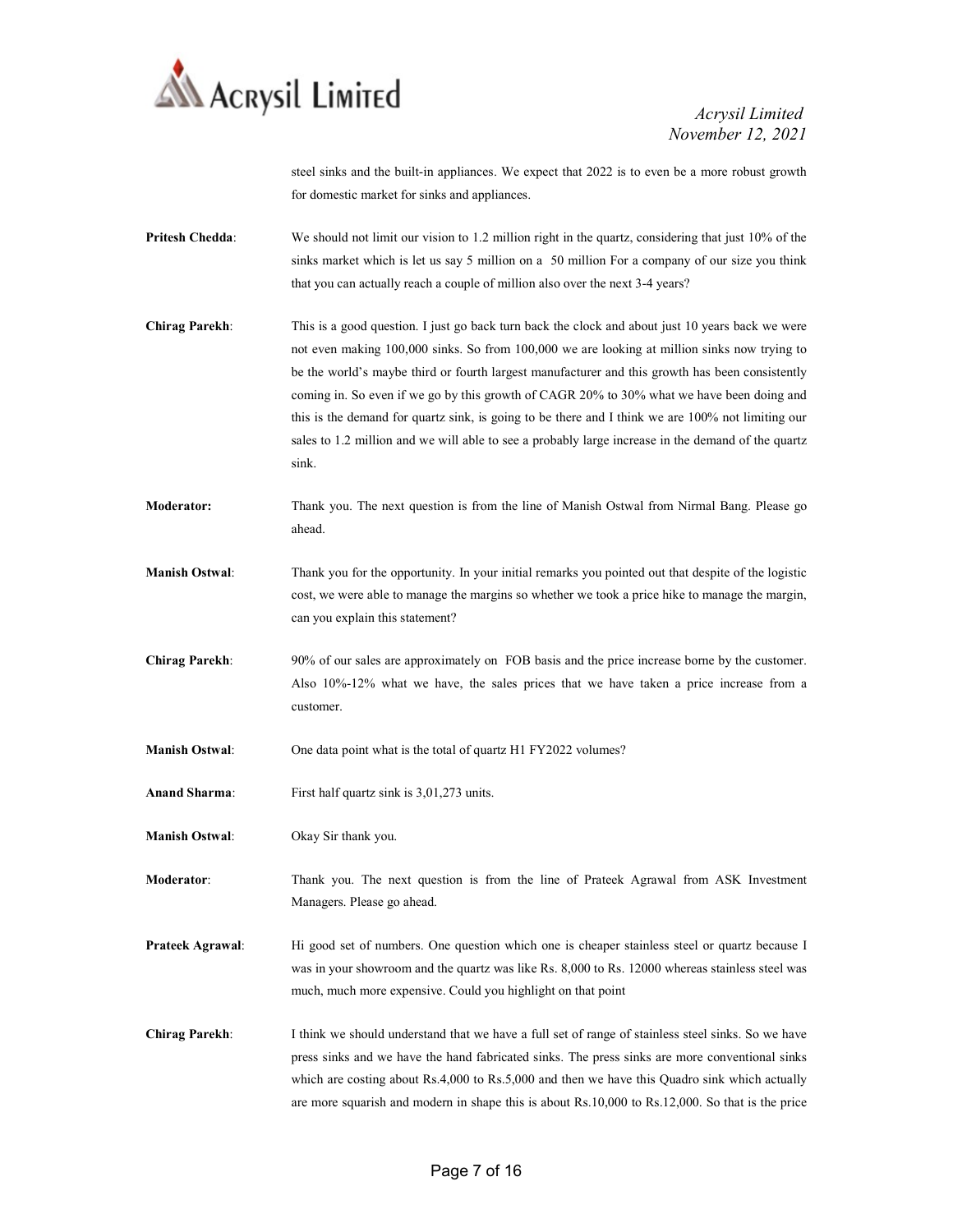steel sinks and the built-in appliances. We expect that 2022 is to even be a more robust growth for domestic market for sinks and appliances.

**Pritesh Chedda**: We should not limit our vision to 1.2 million right in the quartz, considering that just 10% of the sinks market which is let us say 5 million on a 50 million For a company of our size you think that you can actually reach a couple of million also over the next 3-4 years?

**Chirag Parekh**: This is a good question. I just go back turn back the clock and about just 10 years back we were not even making 100,000 sinks. So from 100,000 we are looking at million sinks now trying to be the world's maybe third or fourth largest manufacturer and this growth has been consistently coming in. So even if we go by this growth of CAGR 20% to 30% what we have been doing and this is the demand for quartz sink, is going to be there and I think we are 100% not limiting our sales to 1.2 million and we will able to see a probably large increase in the demand of the quartz sink.

**Moderator:** Thank you. The next question is from the line of Manish Ostwal from Nirmal Bang. Please go ahead.

**Manish Ostwal**: Thank you for the opportunity. In your initial remarks you pointed out that despite of the logistic cost, we were able to manage the margins so whether we took a price hike to manage the margin, can you explain this statement?

**Chirag Parekh**: 90% of our sales are approximately on FOB basis and the price increase borne by the customer. Also 10%-12% what we have, the sales prices that we have taken a price increase from a customer.

**Manish Ostwal**: One data point what is the total of quartz H1 FY2022 volumes?

**Anand Sharma**: First half quartz sink is 3,01,273 units.

**Manish Ostwal**: Okay Sir thank you.

**Moderator**: Thank you. The next question is from the line of Prateek Agrawal from ASK Investment Managers. Please go ahead.

**Prateek Agrawal**: Hi good set of numbers. One question which one is cheaper stainless steel or quartz because I was in your showroom and the quartz was like Rs. 8,000 to Rs. 12000 whereas stainless steel was much, much more expensive. Could you highlight on that point

**Chirag Parekh**: I think we should understand that we have a full set of range of stainless steel sinks. So we have press sinks and we have the hand fabricated sinks. The press sinks are more conventional sinks which are costing about Rs.4,000 to Rs.5,000 and then we have this Quadro sink which actually are more squarish and modern in shape this is about Rs.10,000 to Rs.12,000. So that is the price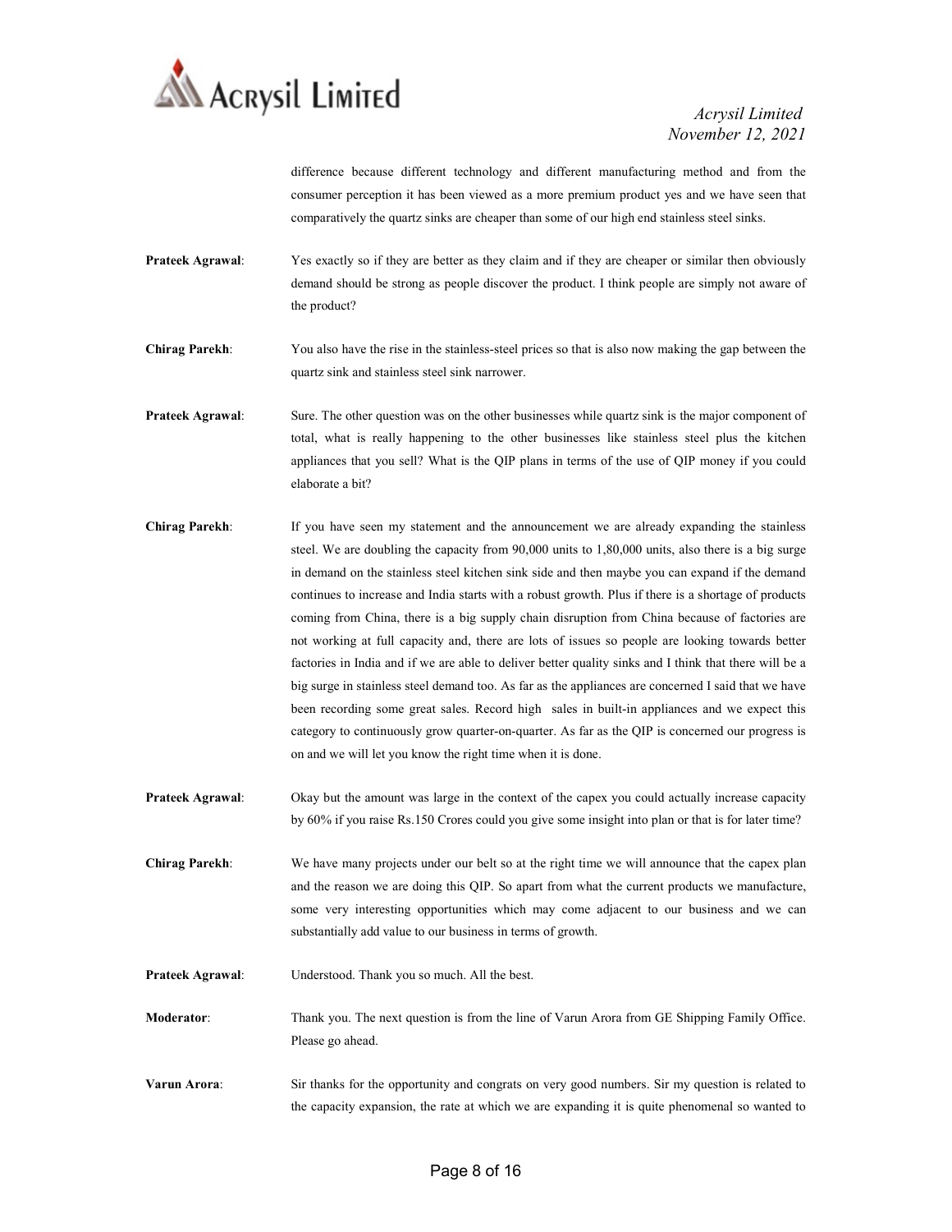difference because different technology and different manufacturing method and from the consumer perception it has been viewed as a more premium product yes and we have seen that comparatively the quartz sinks are cheaper than some of our high end stainless steel sinks.

**Prateek Agrawal**: Yes exactly so if they are better as they claim and if they are cheaper or similar then obviously demand should be strong as people discover the product. I think people are simply not aware of the product?

**Chirag Parekh**: You also have the rise in the stainless-steel prices so that is also now making the gap between the quartz sink and stainless steel sink narrower.

**Prateek Agrawal**: Sure. The other question was on the other businesses while quartz sink is the major component of total, what is really happening to the other businesses like stainless steel plus the kitchen appliances that you sell? What is the QIP plans in terms of the use of QIP money if you could elaborate a bit?

**Chirag Parekh**: If you have seen my statement and the announcement we are already expanding the stainless steel. We are doubling the capacity from 90,000 units to 1,80,000 units, also there is a big surge in demand on the stainless steel kitchen sink side and then maybe you can expand if the demand continues to increase and India starts with a robust growth. Plus if there is a shortage of products coming from China, there is a big supply chain disruption from China because of factories are not working at full capacity and, there are lots of issues so people are looking towards better factories in India and if we are able to deliver better quality sinks and I think that there will be a big surge in stainless steel demand too. As far as the appliances are concerned I said that we have been recording some great sales. Record high sales in built-in appliances and we expect this category to continuously grow quarter-on-quarter. As far as the QIP is concerned our progress is on and we will let you know the right time when it is done.

**Prateek Agrawal**: Okay but the amount was large in the context of the capex you could actually increase capacity by 60% if you raise Rs.150 Crores could you give some insight into plan or that is for later time?

**Chirag Parekh**: We have many projects under our belt so at the right time we will announce that the capex plan and the reason we are doing this QIP. So apart from what the current products we manufacture, some very interesting opportunities which may come adjacent to our business and we can substantially add value to our business in terms of growth.

**Prateek Agrawal**: Understood. Thank you so much. All the best.

**Moderator**: Thank you. The next question is from the line of Varun Arora from GE Shipping Family Office. Please go ahead.

**Varun Arora**: Sir thanks for the opportunity and congrats on very good numbers. Sir my question is related to the capacity expansion, the rate at which we are expanding it is quite phenomenal so wanted to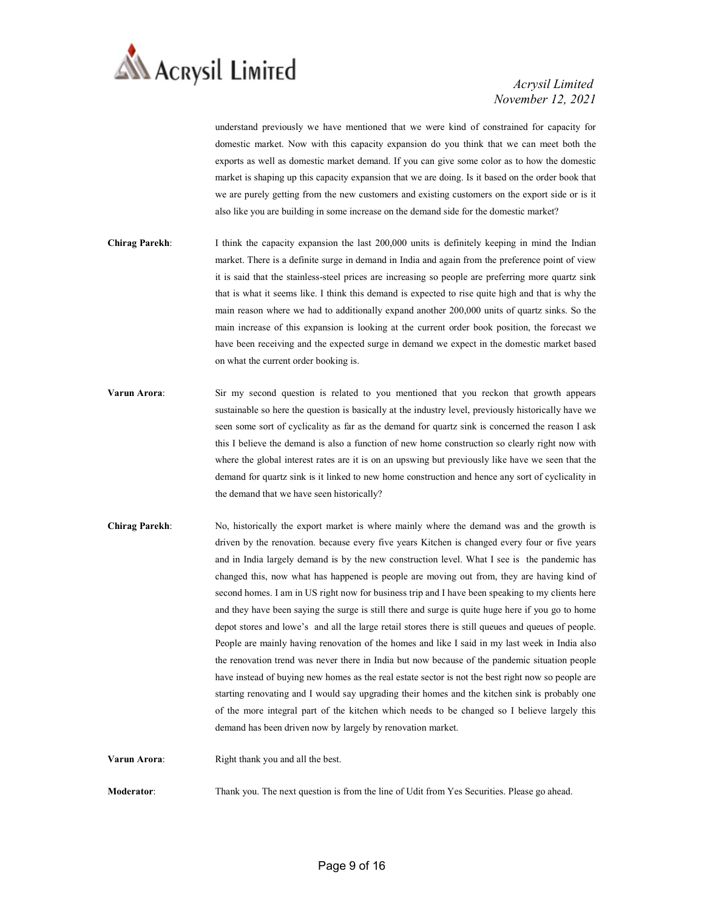understand previously we have mentioned that we were kind of constrained for capacity for domestic market. Now with this capacity expansion do you think that we can meet both the exports as well as domestic market demand. If you can give some color as to how the domestic market is shaping up this capacity expansion that we are doing. Is it based on the order book that we are purely getting from the new customers and existing customers on the export side or is it also like you are building in some increase on the demand side for the domestic market?

**Chirag Parekh**: I think the capacity expansion the last 200,000 units is definitely keeping in mind the Indian market. There is a definite surge in demand in India and again from the preference point of view it is said that the stainless-steel prices are increasing so people are preferring more quartz sink that is what it seems like. I think this demand is expected to rise quite high and that is why the main reason where we had to additionally expand another 200,000 units of quartz sinks. So the main increase of this expansion is looking at the current order book position, the forecast we have been receiving and the expected surge in demand we expect in the domestic market based on what the current order booking is.

**Varun Arora**: Sir my second question is related to you mentioned that you reckon that growth appears sustainable so here the question is basically at the industry level, previously historically have we seen some sort of cyclicality as far as the demand for quartz sink is concerned the reason I ask this I believe the demand is also a function of new home construction so clearly right now with where the global interest rates are it is on an upswing but previously like have we seen that the demand for quartz sink is it linked to new home construction and hence any sort of cyclicality in the demand that we have seen historically?

**Chirag Parekh**: No, historically the export market is where mainly where the demand was and the growth is driven by the renovation. because every five years Kitchen is changed every four or five years and in India largely demand is by the new construction level. What I see is the pandemic has changed this, now what has happened is people are moving out from, they are having kind of second homes. I am in US right now for business trip and I have been speaking to my clients here and they have been saying the surge is still there and surge is quite huge here if you go to home depot stores and lowe's and all the large retail stores there is still queues and queues of people. People are mainly having renovation of the homes and like I said in my last week in India also the renovation trend was never there in India but now because of the pandemic situation people have instead of buying new homes as the real estate sector is not the best right now so people are starting renovating and I would say upgrading their homes and the kitchen sink is probably one of the more integral part of the kitchen which needs to be changed so I believe largely this demand has been driven now by largely by renovation market.

**Varun Arora**: Right thank you and all the best.

**Moderator**: Thank you. The next question is from the line of Udit from Yes Securities. Please go ahead.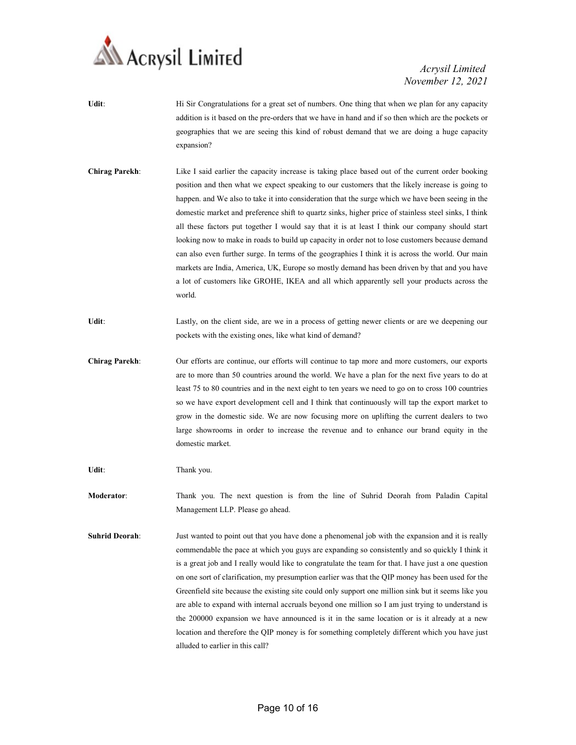**Udit**: Hi Sir Congratulations for a great set of numbers. One thing that when we plan for any capacity addition is it based on the pre-orders that we have in hand and if so then which are the pockets or geographies that we are seeing this kind of robust demand that we are doing a huge capacity expansion?

**Chirag Parekh**: Like I said earlier the capacity increase is taking place based out of the current order booking position and then what we expect speaking to our customers that the likely increase is going to happen. and We also to take it into consideration that the surge which we have been seeing in the domestic market and preference shift to quartz sinks, higher price of stainless steel sinks, I think all these factors put together I would say that it is at least I think our company should start looking now to make in roads to build up capacity in order not to lose customers because demand can also even further surge. In terms of the geographies I think it is across the world. Our main markets are India, America, UK, Europe so mostly demand has been driven by that and you have a lot of customers like GROHE, IKEA and all which apparently sell your products across the world.

**Udit**: Lastly, on the client side, are we in a process of getting newer clients or are we deepening our pockets with the existing ones, like what kind of demand?

**Chirag Parekh**: Our efforts are continue, our efforts will continue to tap more and more customers, our exports are to more than 50 countries around the world. We have a plan for the next five years to do at least 75 to 80 countries and in the next eight to ten years we need to go on to cross 100 countries so we have export development cell and I think that continuously will tap the export market to grow in the domestic side. We are now focusing more on uplifting the current dealers to two large showrooms in order to increase the revenue and to enhance our brand equity in the domestic market.

**Udit**: Thank you.

**Moderator**: Thank you. The next question is from the line of Suhrid Deorah from Paladin Capital Management LLP. Please go ahead.

**Suhrid Deorah**: Just wanted to point out that you have done a phenomenal job with the expansion and it is really commendable the pace at which you guys are expanding so consistently and so quickly I think it is a great job and I really would like to congratulate the team for that. I have just a one question on one sort of clarification, my presumption earlier was that the QIP money has been used for the Greenfield site because the existing site could only support one million sink but it seems like you are able to expand with internal accruals beyond one million so I am just trying to understand is the 200000 expansion we have announced is it in the same location or is it already at a new location and therefore the QIP money is for something completely different which you have just alluded to earlier in this call?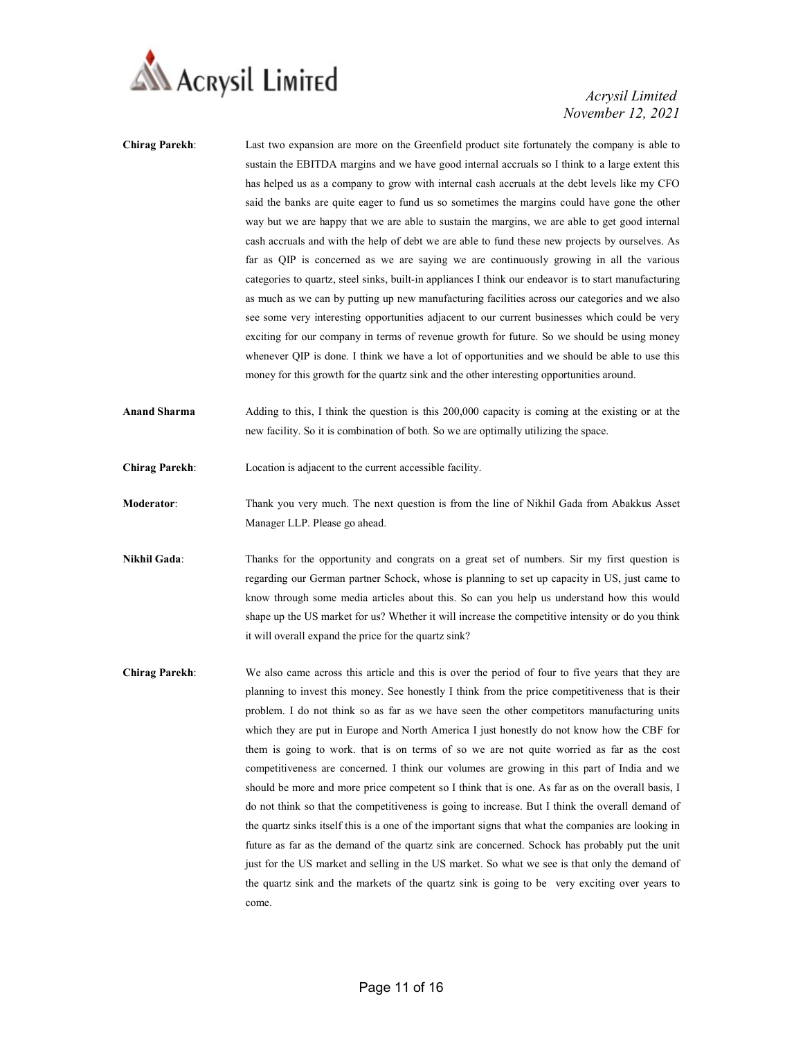**Chirag Parekh**: Last two expansion are more on the Greenfield product site fortunately the company is able to sustain the EBITDA margins and we have good internal accruals so I think to a large extent this has helped us as a company to grow with internal cash accruals at the debt levels like my CFO said the banks are quite eager to fund us so sometimes the margins could have gone the other way but we are happy that we are able to sustain the margins, we are able to get good internal cash accruals and with the help of debt we are able to fund these new projects by ourselves. As far as QIP is concerned as we are saying we are continuously growing in all the various categories to quartz, steel sinks, built-in appliances I think our endeavor is to start manufacturing as much as we can by putting up new manufacturing facilities across our categories and we also see some very interesting opportunities adjacent to our current businesses which could be very exciting for our company in terms of revenue growth for future. So we should be using money whenever QIP is done. I think we have a lot of opportunities and we should be able to use this money for this growth for the quartz sink and the other interesting opportunities around.

**Anand Sharma** Adding to this, I think the question is this 200,000 capacity is coming at the existing or at the new facility. So it is combination of both. So we are optimally utilizing the space.

**Chirag Parekh**: Location is adjacent to the current accessible facility.

**Moderator**: Thank you very much. The next question is from the line of Nikhil Gada from Abakkus Asset Manager LLP. Please go ahead.

**Nikhil Gada**: Thanks for the opportunity and congrats on a great set of numbers. Sir my first question is regarding our German partner Schock, whose is planning to set up capacity in US, just came to know through some media articles about this. So can you help us understand how this would shape up the US market for us? Whether it will increase the competitive intensity or do you think it will overall expand the price for the quartz sink?

**Chirag Parekh**: We also came across this article and this is over the period of four to five years that they are planning to invest this money. See honestly I think from the price competitiveness that is their problem. I do not think so as far as we have seen the other competitors manufacturing units which they are put in Europe and North America I just honestly do not know how the CBF for them is going to work. that is on terms of so we are not quite worried as far as the cost competitiveness are concerned. I think our volumes are growing in this part of India and we should be more and more price competent so I think that is one. As far as on the overall basis, I do not think so that the competitiveness is going to increase. But I think the overall demand of the quartz sinks itself this is a one of the important signs that what the companies are looking in future as far as the demand of the quartz sink are concerned. Schock has probably put the unit just for the US market and selling in the US market. So what we see is that only the demand of the quartz sink and the markets of the quartz sink is going to be very exciting over years to come.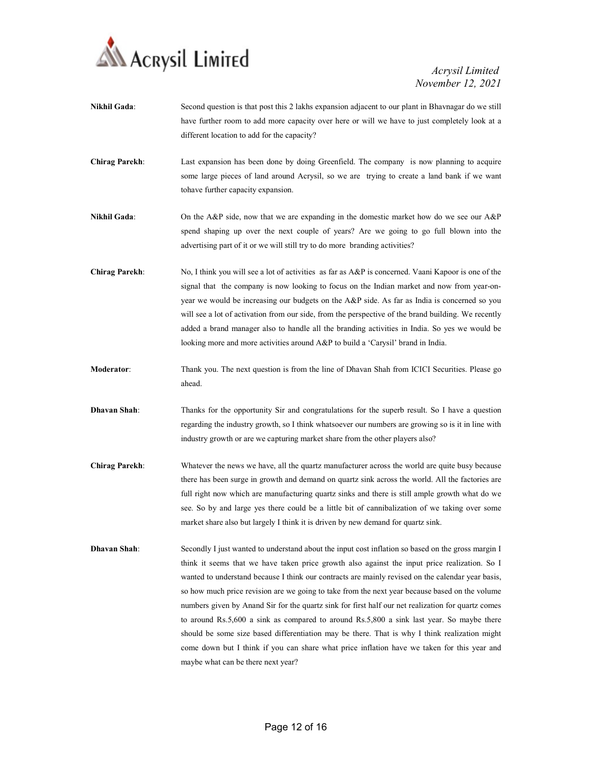**Nikhil Gada**: Second question is that post this 2 lakhs expansion adjacent to our plant in Bhavnagar do we still have further room to add more capacity over here or will we have to just completely look at a different location to add for the capacity?

**Chirag Parekh**: Last expansion has been done by doing Greenfield. The company is now planning to acquire some large pieces of land around Acrysil, so we are trying to create a land bank if we want tohave further capacity expansion.

**Nikhil Gada**: On the A&P side, now that we are expanding in the domestic market how do we see our A&P spend shaping up over the next couple of years? Are we going to go full blown into the advertising part of it or we will still try to do more branding activities?

**Chirag Parekh**: No, I think you will see a lot of activities as far as A&P is concerned. Vaani Kapoor is one of the signal that the company is now looking to focus on the Indian market and now from year-on-year we would be increasing our budgets on the A&P side. As far as India is concerned so you will see a lot of activation from our side, from the perspective of the brand building. We recently added a brand manager also to handle all the branding activities in India. So yes we would be looking more and more activities around A&P to build a 'Carysil' brand in India.

**Moderator**: Thank you. The next question is from the line of Dhavan Shah from ICICI Securities. Please go ahead.

**Dhavan Shah**: Thanks for the opportunity Sir and congratulations for the superb result. So I have a question regarding the industry growth, so I think whatsoever our numbers are growing so is it in line with industry growth or are we capturing market share from the other players also?

**Chirag Parekh**: Whatever the news we have, all the quartz manufacturer across the world are quite busy because there has been surge in growth and demand on quartz sink across the world. All the factories are full right now which are manufacturing quartz sinks and there is still ample growth what do we see. So by and large yes there could be a little bit of cannibalization of we taking over some market share also but largely I think it is driven by new demand for quartz sink.

**Dhavan Shah**: Secondly I just wanted to understand about the input cost inflation so based on the gross margin I think it seems that we have taken price growth also against the input price realization. So I wanted to understand because I think our contracts are mainly revised on the calendar year basis, so how much price revision are we going to take from the next year because based on the volume numbers given by Anand Sir for the quartz sink for first half our net realization for quartz comes to around Rs.5,600 a sink as compared to around Rs.5,800 a sink last year. So maybe there should be some size based differentiation may be there. That is why I think realization might come down but I think if you can share what price inflation have we taken for this year and maybe what can be there next year?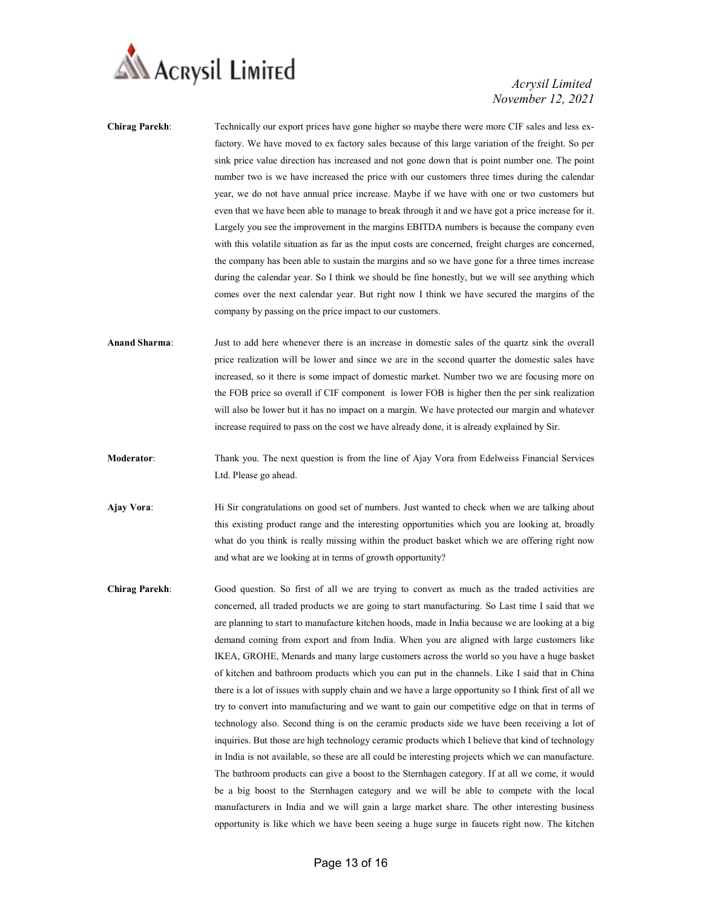**Chirag Parekh**: Technically our export prices have gone higher so maybe there were more CIF sales and less ex-factory. We have moved to ex factory sales because of this large variation of the freight. So per sink price value direction has increased and not gone down that is point number one. The point number two is we have increased the price with our customers three times during the calendar year, we do not have annual price increase. Maybe if we have with one or two customers but even that we have been able to manage to break through it and we have got a price increase for it. Largely you see the improvement in the margins EBITDA numbers is because the company even with this volatile situation as far as the input costs are concerned, freight charges are concerned, the company has been able to sustain the margins and so we have gone for a three times increase during the calendar year. So I think we should be fine honestly, but we will see anything which comes over the next calendar year. But right now I think we have secured the margins of the company by passing on the price impact to our customers.

**Anand Sharma**: Just to add here whenever there is an increase in domestic sales of the quartz sink the overall price realization will be lower and since we are in the second quarter the domestic sales have increased, so it there is some impact of domestic market. Number two we are focusing more on the FOB price so overall if CIF component is lower FOB is higher then the per sink realization will also be lower but it has no impact on a margin. We have protected our margin and whatever increase required to pass on the cost we have already done, it is already explained by Sir.

**Moderator**: Thank you. The next question is from the line of Ajay Vora from Edelweiss Financial Services Ltd. Please go ahead.

**Ajay Vora**: Hi Sir congratulations on good set of numbers. Just wanted to check when we are talking about this existing product range and the interesting opportunities which you are looking at, broadly what do you think is really missing within the product basket which we are offering right now and what are we looking at in terms of growth opportunity?

**Chirag Parekh**: Good question. So first of all we are trying to convert as much as the traded activities are concerned, all traded products we are going to start manufacturing. So Last time I said that we are planning to start to manufacture kitchen hoods, made in India because we are looking at a big demand coming from export and from India. When you are aligned with large customers like IKEA, GROHE, Menards and many large customers across the world so you have a huge basket of kitchen and bathroom products which you can put in the channels. Like I said that in China there is a lot of issues with supply chain and we have a large opportunity so I think first of all we try to convert into manufacturing and we want to gain our competitive edge on that in terms of technology also. Second thing is on the ceramic products side we have been receiving a lot of inquiries. But those are high technology ceramic products which I believe that kind of technology in India is not available, so these are all could be interesting projects which we can manufacture. The bathroom products can give a boost to the Sternhagen category. If at all we come, it would be a big boost to the Sternhagen category and we will be able to compete with the local manufacturers in India and we will gain a large market share. The other interesting business opportunity is like which we have been seeing a huge surge in faucets right now. The kitchen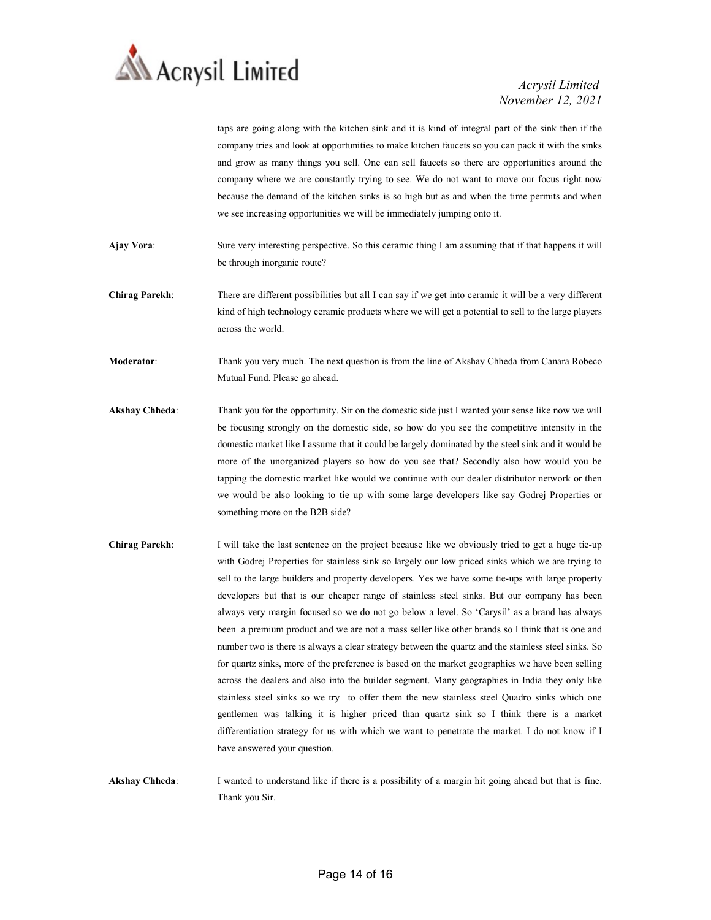taps are going along with the kitchen sink and it is kind of integral part of the sink then if the company tries and look at opportunities to make kitchen faucets so you can pack it with the sinks and grow as many things you sell. One can sell faucets so there are opportunities around the company where we are constantly trying to see. We do not want to move our focus right now because the demand of the kitchen sinks is so high but as and when the time permits and when we see increasing opportunities we will be immediately jumping onto it.

**Ajay Vora**: Sure very interesting perspective. So this ceramic thing I am assuming that if that happens it will be through inorganic route?

**Chirag Parekh**: There are different possibilities but all I can say if we get into ceramic it will be a very different kind of high technology ceramic products where we will get a potential to sell to the large players across the world.

**Moderator**: Thank you very much. The next question is from the line of Akshay Chheda from Canara Robeco Mutual Fund. Please go ahead.

**Akshay Chheda**: Thank you for the opportunity. Sir on the domestic side just I wanted your sense like now we will be focusing strongly on the domestic side, so how do you see the competitive intensity in the domestic market like I assume that it could be largely dominated by the steel sink and it would be more of the unorganized players so how do you see that? Secondly also how would you be tapping the domestic market like would we continue with our dealer distributor network or then we would be also looking to tie up with some large developers like say Godrej Properties or something more on the B2B side?

**Chirag Parekh**: I will take the last sentence on the project because like we obviously tried to get a huge tie-up with Godrej Properties for stainless sink so largely our low priced sinks which we are trying to sell to the large builders and property developers. Yes we have some tie-ups with large property developers but that is our cheaper range of stainless steel sinks. But our company has been always very margin focused so we do not go below a level. So 'Carysil' as a brand has always been a premium product and we are not a mass seller like other brands so I think that is one and number two is there is always a clear strategy between the quartz and the stainless steel sinks. So for quartz sinks, more of the preference is based on the market geographies we have been selling across the dealers and also into the builder segment. Many geographies in India they only like stainless steel sinks so we try to offer them the new stainless steel Quadro sinks which one gentlemen was talking it is higher priced than quartz sink so I think there is a market differentiation strategy for us with which we want to penetrate the market. I do not know if I have answered your question.

**Akshay Chheda**: I wanted to understand like if there is a possibility of a margin hit going ahead but that is fine. Thank you Sir.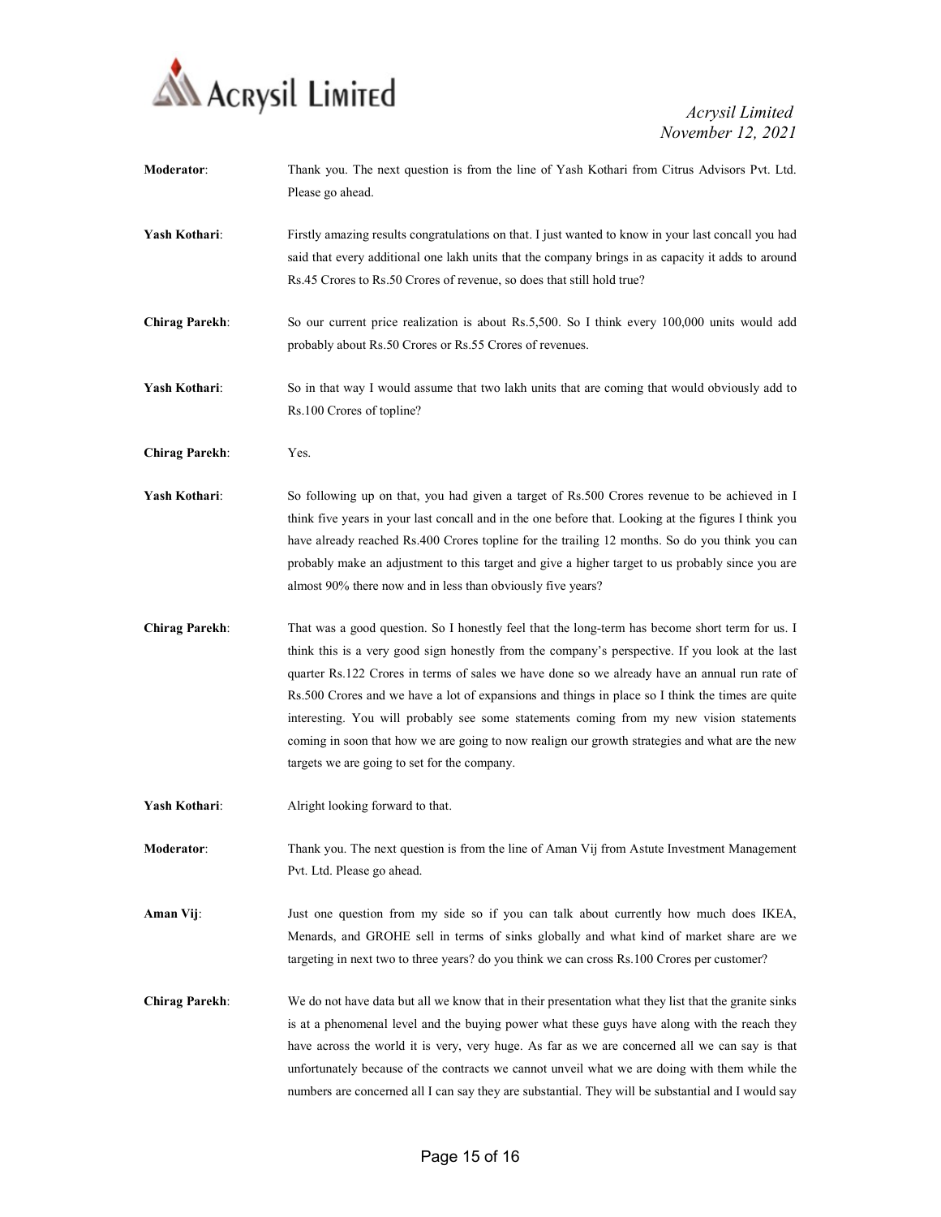**Moderator**: Thank you. The next question is from the line of Yash Kothari from Citrus Advisors Pvt. Ltd. Please go ahead.

**Yash Kothari**: Firstly amazing results congratulations on that. I just wanted to know in your last concall you had said that every additional one lakh units that the company brings in as capacity it adds to around Rs.45 Crores to Rs.50 Crores of revenue, so does that still hold true?

**Chirag Parekh**: So our current price realization is about Rs.5,500. So I think every 100,000 units would add probably about Rs.50 Crores or Rs.55 Crores of revenues.

**Yash Kothari**: So in that way I would assume that two lakh units that are coming that would obviously add to Rs.100 Crores of topline?

**Chirag Parekh**: Yes.

**Yash Kothari**: So following up on that, you had given a target of Rs.500 Crores revenue to be achieved in I think five years in your last concall and in the one before that. Looking at the figures I think you have already reached Rs.400 Crores topline for the trailing 12 months. So do you think you can probably make an adjustment to this target and give a higher target to us probably since you are almost 90% there now and in less than obviously five years?

**Chirag Parekh**: That was a good question. So I honestly feel that the long-term has become short term for us. I think this is a very good sign honestly from the company's perspective. If you look at the last quarter Rs.122 Crores in terms of sales we have done so we already have an annual run rate of Rs.500 Crores and we have a lot of expansions and things in place so I think the times are quite interesting. You will probably see some statements coming from my new vision statements coming in soon that how we are going to now realign our growth strategies and what are the new targets we are going to set for the company.

**Yash Kothari**: Alright looking forward to that.

**Moderator**: Thank you. The next question is from the line of Aman Vij from Astute Investment Management Pvt. Ltd. Please go ahead.

**Aman Vij**: Just one question from my side so if you can talk about currently how much does IKEA, Menards, and GROHE sell in terms of sinks globally and what kind of market share are we targeting in next two to three years? do you think we can cross Rs.100 Crores per customer?

**Chirag Parekh**: We do not have data but all we know that in their presentation what they list that the granite sinks is at a phenomenal level and the buying power what these guys have along with the reach they have across the world it is very, very huge. As far as we are concerned all we can say is that unfortunately because of the contracts we cannot unveil what we are doing with them while the numbers are concerned all I can say they are substantial. They will be substantial and I would say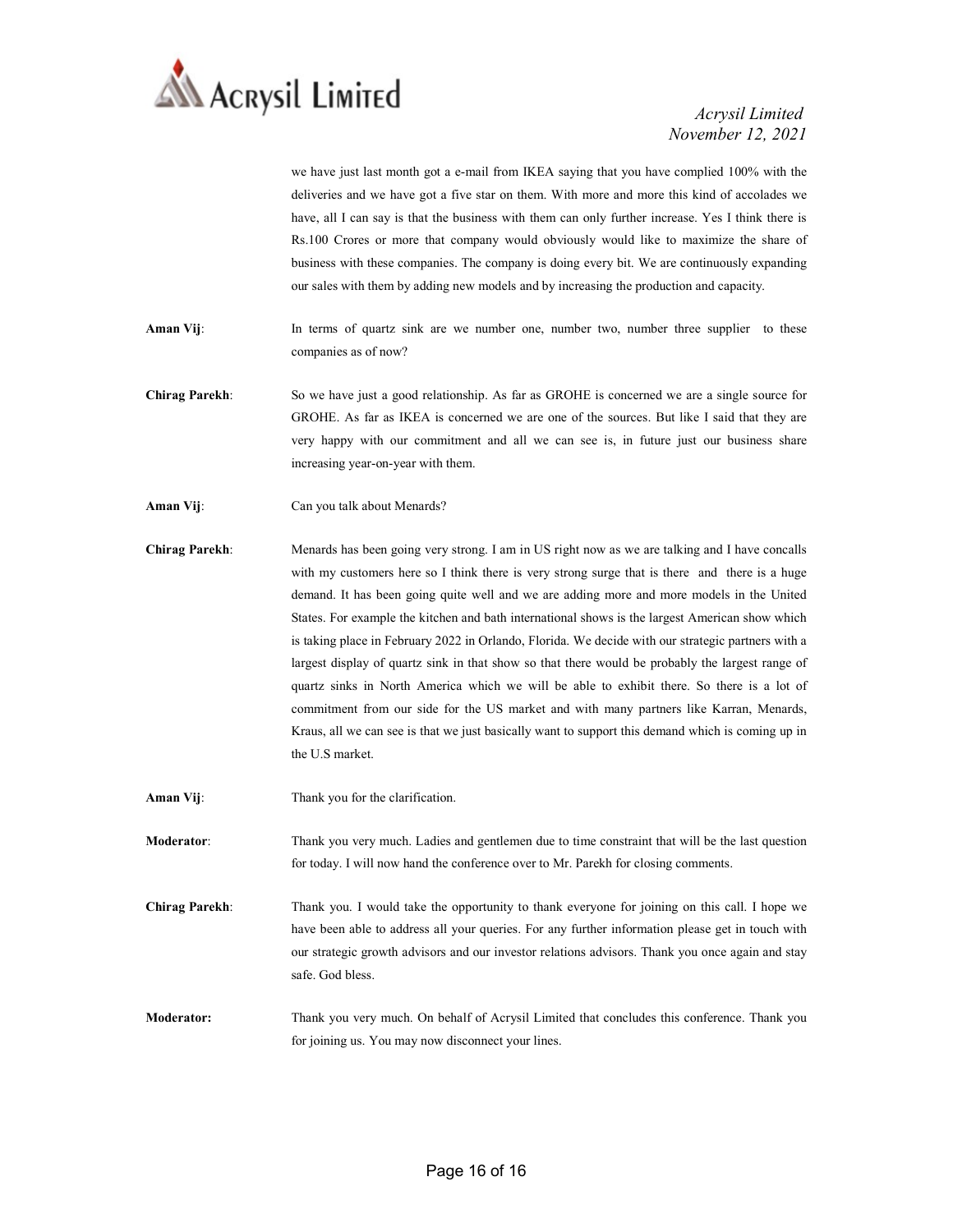we have just last month got a e-mail from IKEA saying that you have complied 100% with the deliveries and we have got a five star on them. With more and more this kind of accolades we have, all I can say is that the business with them can only further increase. Yes I think there is Rs.100 Crores or more that company would obviously would like to maximize the share of business with these companies. The company is doing every bit. We are continuously expanding our sales with them by adding new models and by increasing the production and capacity.

**Aman Vij**: In terms of quartz sink are we number one, number two, number three supplier to these companies as of now?

**Chirag Parekh**: So we have just a good relationship. As far as GROHE is concerned we are a single source for GROHE. As far as IKEA is concerned we are one of the sources. But like I said that they are very happy with our commitment and all we can see is, in future just our business share increasing year-on-year with them.

**Aman Vij**: Can you talk about Menards?

**Chirag Parekh**: Menards has been going very strong. I am in US right now as we are talking and I have concalls with my customers here so I think there is very strong surge that is there and there is a huge demand. It has been going quite well and we are adding more and more models in the United States. For example the kitchen and bath international shows is the largest American show which is taking place in February 2022 in Orlando, Florida. We decide with our strategic partners with a largest display of quartz sink in that show so that there would be probably the largest range of quartz sinks in North America which we will be able to exhibit there. So there is a lot of commitment from our side for the US market and with many partners like Karran, Menards, Kraus, all we can see is that we just basically want to support this demand which is coming up in the U.S market.

**Aman Vij**: Thank you for the clarification.

**Moderator**: Thank you very much. Ladies and gentlemen due to time constraint that will be the last question for today. I will now hand the conference over to Mr. Parekh for closing comments.

**Chirag Parekh**: Thank you. I would take the opportunity to thank everyone for joining on this call. I hope we have been able to address all your queries. For any further information please get in touch with our strategic growth advisors and our investor relations advisors. Thank you once again and stay safe. God bless.

**Moderator:** Thank you very much. On behalf of Acrysil Limited that concludes this conference. Thank you for joining us. You may now disconnect your lines.